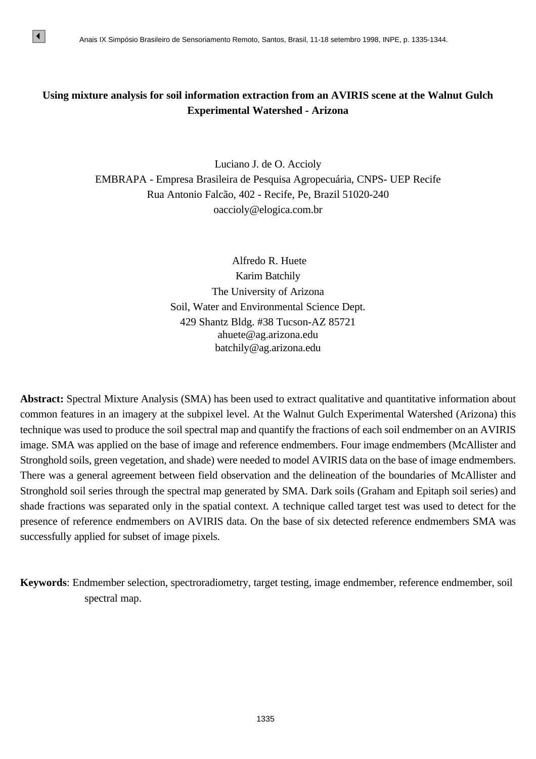# Using mixture analysis for soil information extraction from an AVIRIS scene at the Walnut Gulch Experimental Watershed - Arizona

Luciano J. de O. Accioly  
EMBRAPA - Empresa Brasileira de Pesquisa Agropecuária, CNPS- UEP Recife  
Rua Antonio Falcão, 402 - Recife, Pe, Brazil 51020-240  
oaccioly@elogica.com.br

Alfredo R. Huete  
Karim Batchily  
The University of Arizona  
Soil, Water and Environmental Science Dept.  
429 Shantz Bldg. #38 Tucson-AZ 85721  
ahuete@ag.arizona.edu  
batchily@ag.arizona.edu

**Abstract:** Spectral Mixture Analysis (SMA) has been used to extract qualitative and quantitative information about common features in an imagery at the subpixel level. At the Walnut Gulch Experimental Watershed (Arizona) this technique was used to produce the soil spectral map and quantify the fractions of each soil endmember on an AVIRIS image. SMA was applied on the base of image and reference endmembers. Four image endmembers (McAllister and Stronghold soils, green vegetation, and shade) were needed to model AVIRIS data on the base of image endmembers. There was a general agreement between field observation and the delineation of the boundaries of McAllister and Stronghold soil series through the spectral map generated by SMA. Dark soils (Graham and Epitaph soil series) and shade fractions was separated only in the spatial context. A technique called target test was used to detect for the presence of reference endmembers on AVIRIS data. On the base of six detected reference endmembers SMA was successfully applied for subset of image pixels.

**Keywords**: Endmember selection, spectroradiometry, target testing, image endmember, reference endmember, soil spectral map.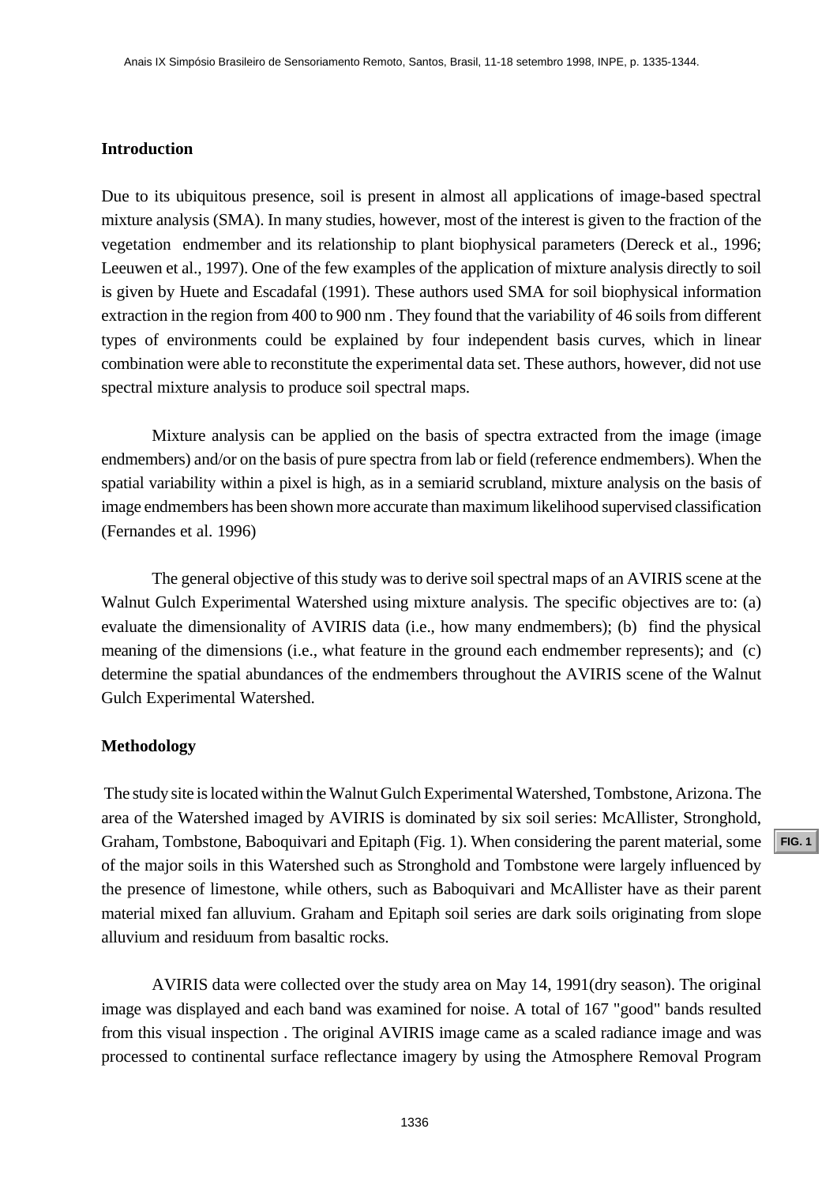## Introduction

Due to its ubiquitous presence, soil is present in almost all applications of image-based spectral mixture analysis (SMA). In many studies, however, most of the interest is given to the fraction of the vegetation endmember and its relationship to plant biophysical parameters (Dereck et al., 1996; Leeuwen et al., 1997). One of the few examples of the application of mixture analysis directly to soil is given by Huete and Escadafal (1991). These authors used SMA for soil biophysical information extraction in the region from 400 to 900 nm . They found that the variability of 46 soils from different types of environments could be explained by four independent basis curves, which in linear combination were able to reconstitute the experimental data set. These authors, however, did not use spectral mixture analysis to produce soil spectral maps.

Mixture analysis can be applied on the basis of spectra extracted from the image (image endmembers) and/or on the basis of pure spectra from lab or field (reference endmembers). When the spatial variability within a pixel is high, as in a semiarid scrubland, mixture analysis on the basis of image endmembers has been shown more accurate than maximum likelihood supervised classification (Fernandes et al. 1996)

The general objective of this study was to derive soil spectral maps of an AVIRIS scene at the Walnut Gulch Experimental Watershed using mixture analysis. The specific objectives are to: (a) evaluate the dimensionality of AVIRIS data (i.e., how many endmembers); (b) find the physical meaning of the dimensions (i.e., what feature in the ground each endmember represents); and (c) determine the spatial abundances of the endmembers throughout the AVIRIS scene of the Walnut Gulch Experimental Watershed.

## Methodology

The study site is located within the Walnut Gulch Experimental Watershed, Tombstone, Arizona. The area of the Watershed imaged by AVIRIS is dominated by six soil series: McAllister, Stronghold, Graham, Tombstone, Baboquivari and Epitaph (Fig. 1). When considering the parent material, some of the major soils in this Watershed such as Stronghold and Tombstone were largely influenced by the presence of limestone, while others, such as Baboquivari and McAllister have as their parent material mixed fan alluvium. Graham and Epitaph soil series are dark soils originating from slope alluvium and residuum from basaltic rocks.

FIG. 1

AVIRIS data were collected over the study area on May 14, 1991(dry season). The original image was displayed and each band was examined for noise. A total of 167 "good" bands resulted from this visual inspection . The original AVIRIS image came as a scaled radiance image and was processed to continental surface reflectance imagery by using the Atmosphere Removal Program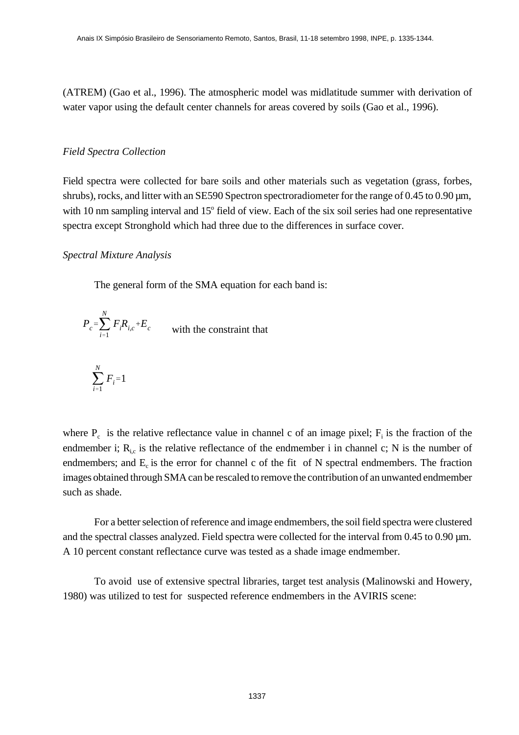(ATREM) (Gao et al., 1996). The atmospheric model was midlatitude summer with derivation of water vapor using the default center channels for areas covered by soils (Gao et al., 1996).

*Field Spectra Collection*

Field spectra were collected for bare soils and other materials such as vegetation (grass, forbes, shrubs), rocks, and litter with an SE590 Spectron spectroradiometer for the range of 0.45 to 0.90 µm, with 10 nm sampling interval and 15º field of view. Each of the six soil series had one representative spectra except Stronghold which had three due to the differences in surface cover.

*Spectral Mixture Analysis*

The general form of the SMA equation for each band is:

$$P_c = \sum_{i=1}^{N} F_i R_{i,c} + E_c \qquad \text{with the constraint that}$$

$$\sum_{i=1}^{N} F_i = 1$$

where $P_c$ is the relative reflectance value in channel c of an image pixel; $F_i$ is the fraction of the endmember i; $R_{i,c}$ is the relative reflectance of the endmember i in channel c; N is the number of endmembers; and $E_c$ is the error for channel c of the fit of N spectral endmembers. The fraction images obtained through SMA can be rescaled to remove the contribution of an unwanted endmember such as shade.

For a better selection of reference and image endmembers, the soil field spectra were clustered and the spectral classes analyzed. Field spectra were collected for the interval from 0.45 to 0.90 µm. A 10 percent constant reflectance curve was tested as a shade image endmember.

To avoid use of extensive spectral libraries, target test analysis (Malinowski and Howery, 1980) was utilized to test for suspected reference endmembers in the AVIRIS scene: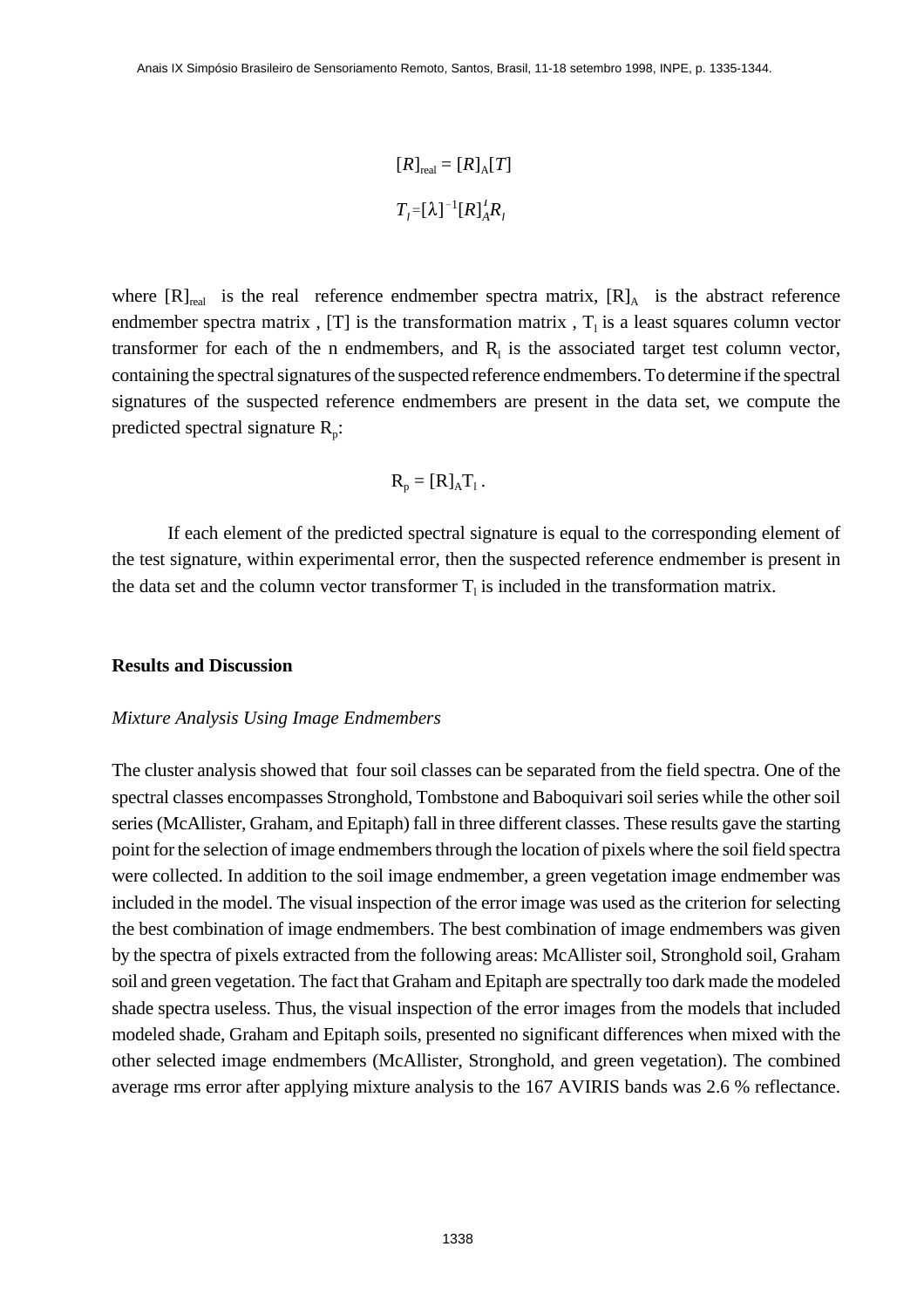$$[R]_{real} = [R]_A[T]$$

$$T_l = [\lambda]^{-1}[R]_A^t R_l$$

where $[R]_{real}$ is the real reference endmember spectra matrix, $[R]_A$ is the abstract reference endmember spectra matrix , [T] is the transformation matrix , $T_l$ is a least squares column vector transformer for each of the n endmembers, and $R_l$ is the associated target test column vector, containing the spectral signatures of the suspected reference endmembers. To determine if the spectral signatures of the suspected reference endmembers are present in the data set, we compute the predicted spectral signature $R_p$:

$$R_p = [R]_A T_l \, .$$

If each element of the predicted spectral signature is equal to the corresponding element of the test signature, within experimental error, then the suspected reference endmember is present in the data set and the column vector transformer $T_l$ is included in the transformation matrix.

## Results and Discussion

### *Mixture Analysis Using Image Endmembers*

The cluster analysis showed that four soil classes can be separated from the field spectra. One of the spectral classes encompasses Stronghold, Tombstone and Baboquivari soil series while the other soil series (McAllister, Graham, and Epitaph) fall in three different classes. These results gave the starting point for the selection of image endmembers through the location of pixels where the soil field spectra were collected. In addition to the soil image endmember, a green vegetation image endmember was included in the model. The visual inspection of the error image was used as the criterion for selecting the best combination of image endmembers. The best combination of image endmembers was given by the spectra of pixels extracted from the following areas: McAllister soil, Stronghold soil, Graham soil and green vegetation. The fact that Graham and Epitaph are spectrally too dark made the modeled shade spectra useless. Thus, the visual inspection of the error images from the models that included modeled shade, Graham and Epitaph soils, presented no significant differences when mixed with the other selected image endmembers (McAllister, Stronghold, and green vegetation). The combined average rms error after applying mixture analysis to the 167 AVIRIS bands was 2.6 % reflectance.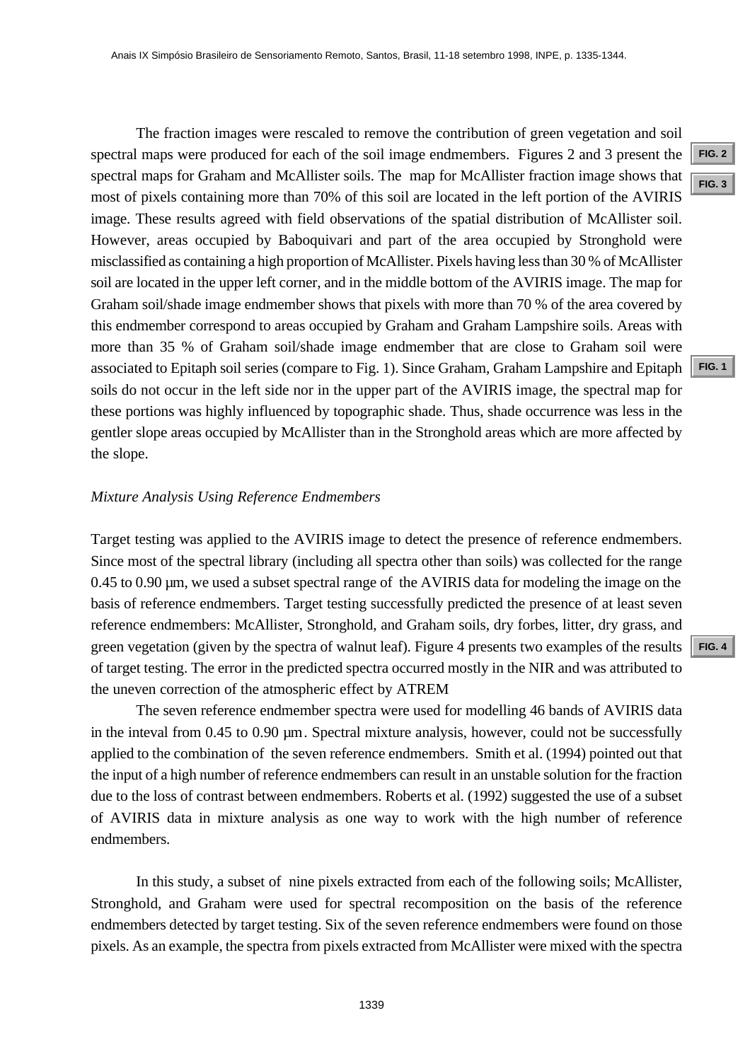The fraction images were rescaled to remove the contribution of green vegetation and soil spectral maps were produced for each of the soil image endmembers. Figures 2 and 3 present the spectral maps for Graham and McAllister soils. The map for McAllister fraction image shows that most of pixels containing more than 70% of this soil are located in the left portion of the AVIRIS image. These results agreed with field observations of the spatial distribution of McAllister soil. However, areas occupied by Baboquivari and part of the area occupied by Stronghold were misclassified as containing a high proportion of McAllister. Pixels having less than 30 % of McAllister soil are located in the upper left corner, and in the middle bottom of the AVIRIS image. The map for Graham soil/shade image endmember shows that pixels with more than 70 % of the area covered by this endmember correspond to areas occupied by Graham and Graham Lampshire soils. Areas with more than 35 % of Graham soil/shade image endmember that are close to Graham soil were associated to Epitaph soil series (compare to Fig. 1). Since Graham, Graham Lampshire and Epitaph soils do not occur in the left side nor in the upper part of the AVIRIS image, the spectral map for these portions was highly influenced by topographic shade. Thus, shade occurrence was less in the gentler slope areas occupied by McAllister than in the Stronghold areas which are more affected by the slope.

*Mixture Analysis Using Reference Endmembers*

Target testing was applied to the AVIRIS image to detect the presence of reference endmembers. Since most of the spectral library (including all spectra other than soils) was collected for the range 0.45 to 0.90 µm, we used a subset spectral range of the AVIRIS data for modeling the image on the basis of reference endmembers. Target testing successfully predicted the presence of at least seven reference endmembers: McAllister, Stronghold, and Graham soils, dry forbes, litter, dry grass, and green vegetation (given by the spectra of walnut leaf). Figure 4 presents two examples of the results of target testing. The error in the predicted spectra occurred mostly in the NIR and was attributed to the uneven correction of the atmospheric effect by ATREM

The seven reference endmember spectra were used for modelling 46 bands of AVIRIS data in the inteval from 0.45 to 0.90 µm. Spectral mixture analysis, however, could not be successfully applied to the combination of the seven reference endmembers. Smith et al. (1994) pointed out that the input of a high number of reference endmembers can result in an unstable solution for the fraction due to the loss of contrast between endmembers. Roberts et al. (1992) suggested the use of a subset of AVIRIS data in mixture analysis as one way to work with the high number of reference endmembers.

In this study, a subset of nine pixels extracted from each of the following soils; McAllister, Stronghold, and Graham were used for spectral recomposition on the basis of the reference endmembers detected by target testing. Six of the seven reference endmembers were found on those pixels. As an example, the spectra from pixels extracted from McAllister were mixed with the spectra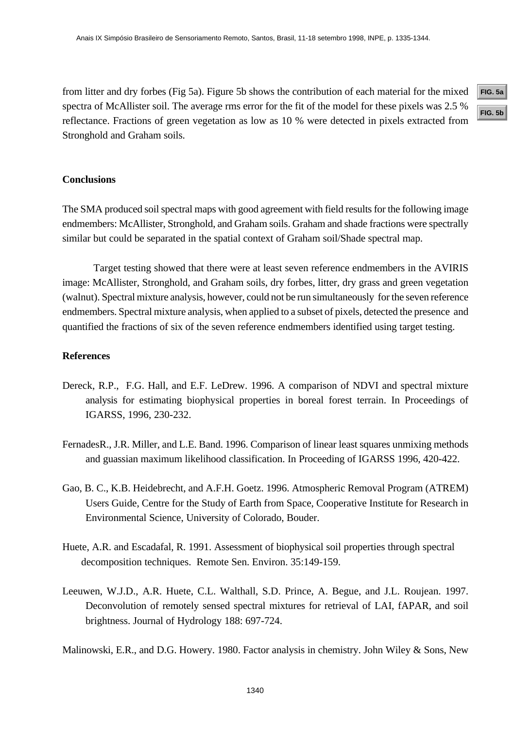from litter and dry forbes (Fig 5a). Figure 5b shows the contribution of each material for the mixed spectra of McAllister soil. The average rms error for the fit of the model for these pixels was 2.5 % reflectance. Fractions of green vegetation as low as 10 % were detected in pixels extracted from Stronghold and Graham soils.

FIG. 5a

FIG. 5b

## Conclusions

The SMA produced soil spectral maps with good agreement with field results for the following image endmembers: McAllister, Stronghold, and Graham soils. Graham and shade fractions were spectrally similar but could be separated in the spatial context of Graham soil/Shade spectral map.

Target testing showed that there were at least seven reference endmembers in the AVIRIS image: McAllister, Stronghold, and Graham soils, dry forbes, litter, dry grass and green vegetation (walnut). Spectral mixture analysis, however, could not be run simultaneously for the seven reference endmembers. Spectral mixture analysis, when applied to a subset of pixels, detected the presence and quantified the fractions of six of the seven reference endmembers identified using target testing.

## References

Dereck, R.P., F.G. Hall, and E.F. LeDrew. 1996. A comparison of NDVI and spectral mixture analysis for estimating biophysical properties in boreal forest terrain. In Proceedings of IGARSS, 1996, 230-232.

FernadesR., J.R. Miller, and L.E. Band. 1996. Comparison of linear least squares unmixing methods and guassian maximum likelihood classification. In Proceeding of IGARSS 1996, 420-422.

Gao, B. C., K.B. Heidebrecht, and A.F.H. Goetz. 1996. Atmospheric Removal Program (ATREM) Users Guide, Centre for the Study of Earth from Space, Cooperative Institute for Research in Environmental Science, University of Colorado, Bouder.

Huete, A.R. and Escadafal, R. 1991. Assessment of biophysical soil properties through spectral decomposition techniques. Remote Sen. Environ. 35:149-159.

Leeuwen, W.J.D., A.R. Huete, C.L. Walthall, S.D. Prince, A. Begue, and J.L. Roujean. 1997. Deconvolution of remotely sensed spectral mixtures for retrieval of LAI, fAPAR, and soil brightness. Journal of Hydrology 188: 697-724.

Malinowski, E.R., and D.G. Howery. 1980. Factor analysis in chemistry. John Wiley & Sons, New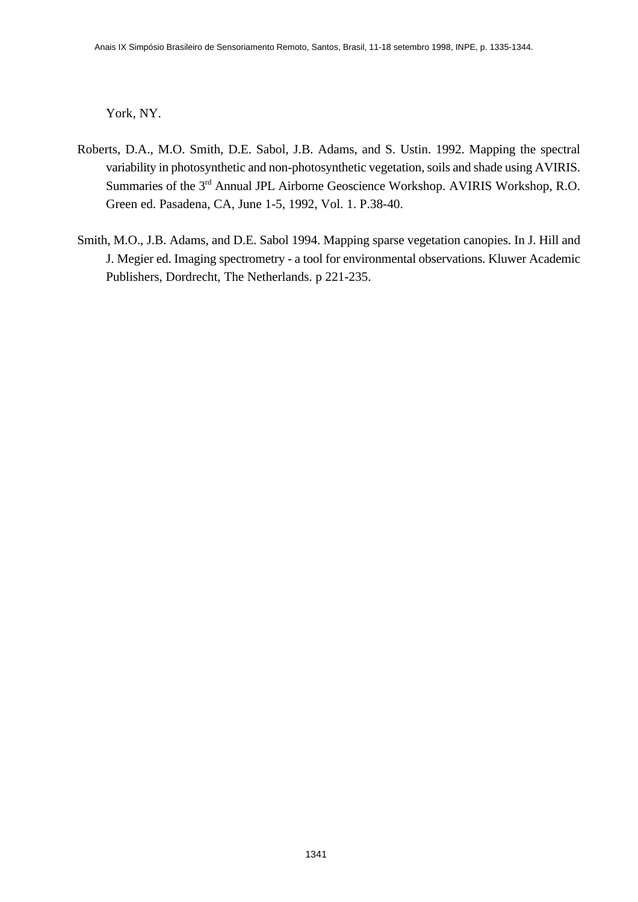York, NY.

Roberts, D.A., M.O. Smith, D.E. Sabol, J.B. Adams, and S. Ustin. 1992. Mapping the spectral variability in photosynthetic and non-photosynthetic vegetation, soils and shade using AVIRIS. Summaries of the 3rd Annual JPL Airborne Geoscience Workshop. AVIRIS Workshop, R.O. Green ed. Pasadena, CA, June 1-5, 1992, Vol. 1. P.38-40.

Smith, M.O., J.B. Adams, and D.E. Sabol 1994. Mapping sparse vegetation canopies. In J. Hill and J. Megier ed. Imaging spectrometry - a tool for environmental observations. Kluwer Academic Publishers, Dordrecht, The Netherlands. p 221-235.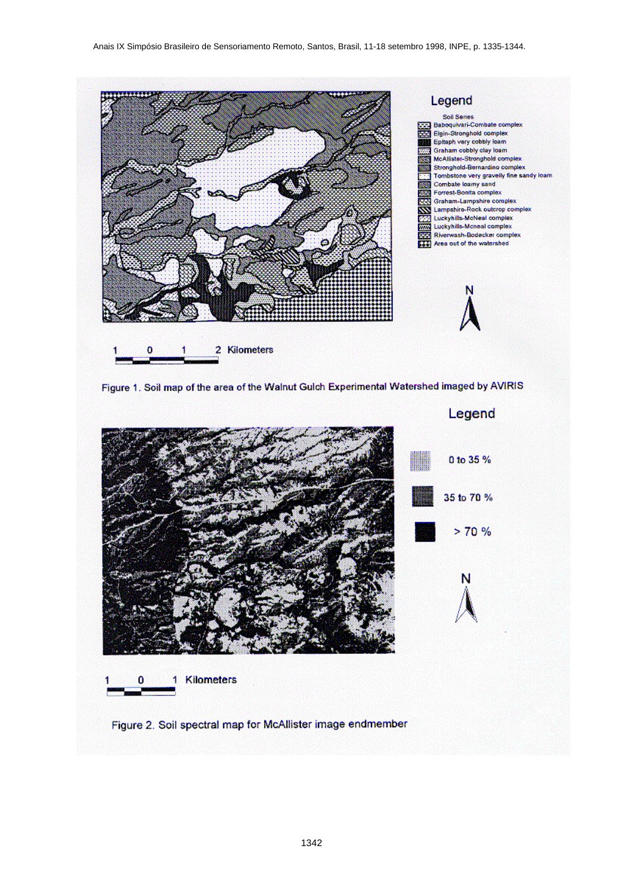Figure 1. Soil map of the area of the Walnut Gulch Experimental Watershed imaged by AVIRIS

Figure 2. Soil spectral map for McAllister image endmember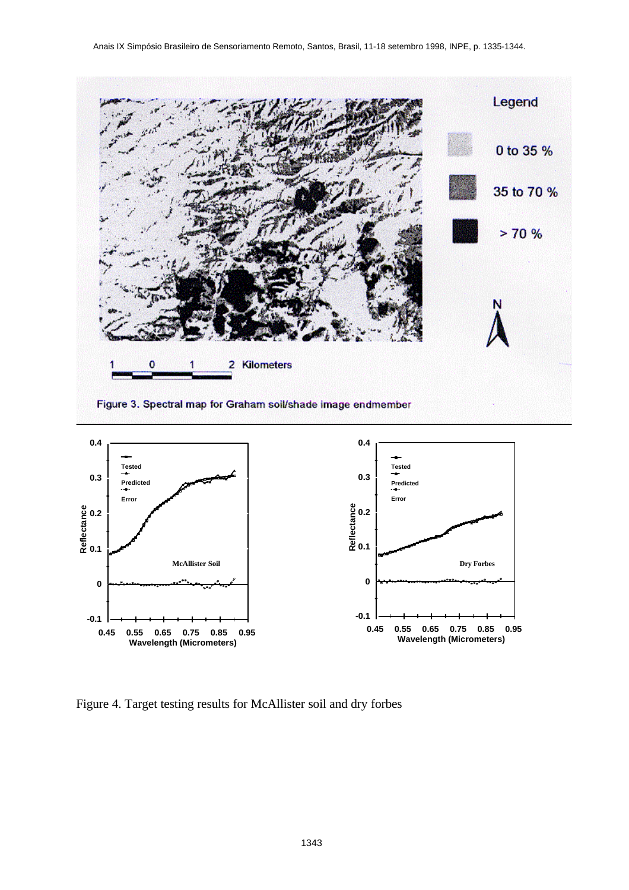Figure 3. Spectral map for Graham soil/shade image endmember

Figure 4. Target testing results for McAllister soil and dry forbes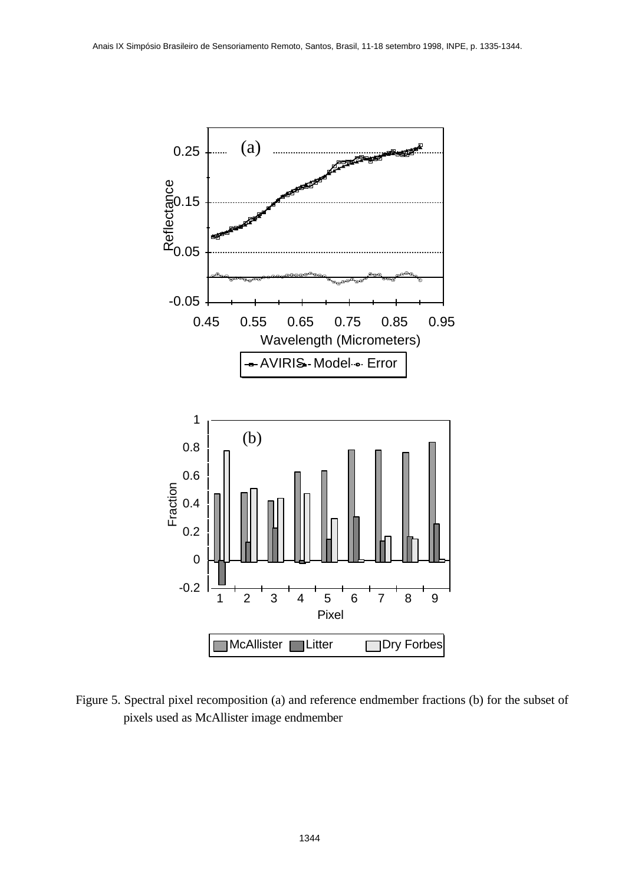(a)

0.25

0.15

0.05

-0.05

Reflectance

0.45 0.55 0.65 0.75 0.85 0.95

Wavelength (Micrometers)

AVIRIS Model Error

(b)

1

0.8

0.6

0.4

0.2

0

-0.2

Fraction

1 2 3 4 5 6 7 8 9

Pixel

McAllister Litter Dry Forbes

Figure 5. Spectral pixel recomposition (a) and reference endmember fractions (b) for the subset of pixels used as McAllister image endmember